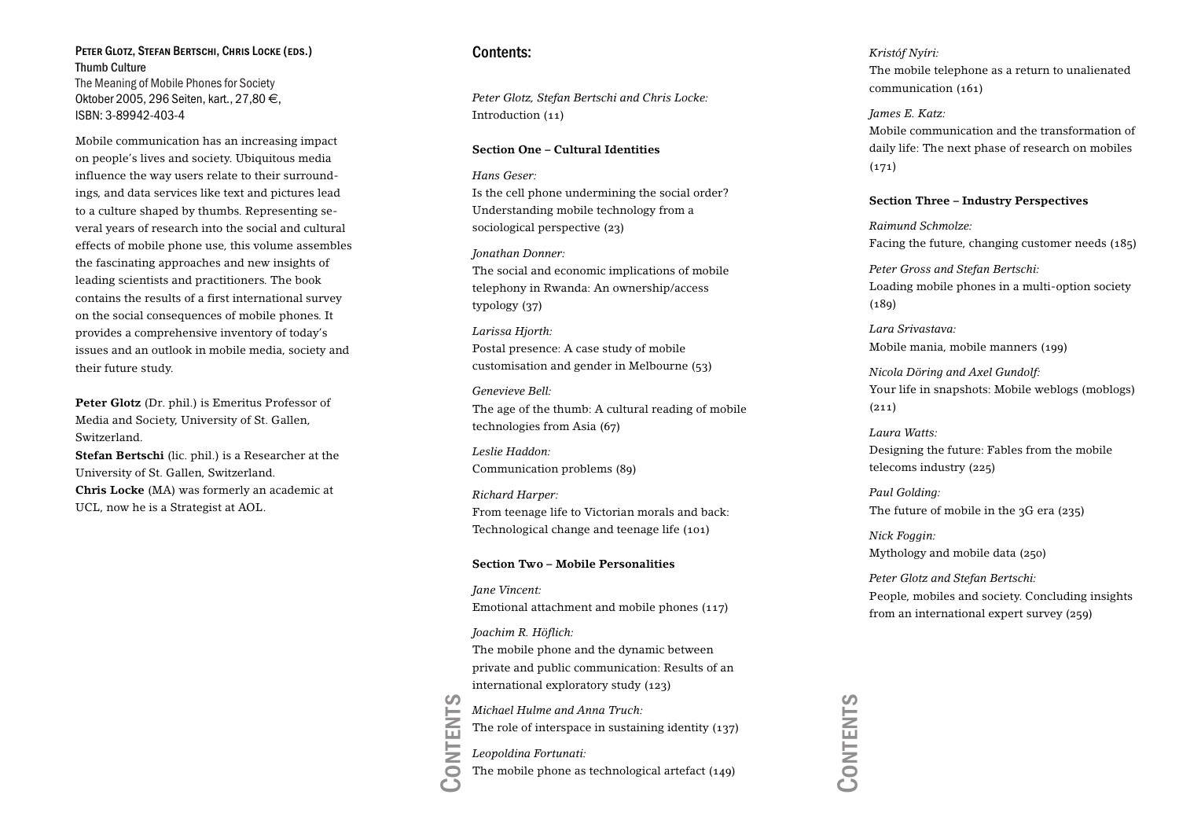**Peter Glotz, Stefan Bertschi, Chris Locke (eds.)**
Thumb Culture
The Meaning of Mobile Phones for Society
Oktober 2005, 296 Seiten, kart., 27,80 €,
ISBN: 3-89942-403-4

Mobile communication has an increasing impact on people's lives and society. Ubiquitous media influence the way users relate to their surroundings, and data services like text and pictures lead to a culture shaped by thumbs. Representing several years of research into the social and cultural effects of mobile phone use, this volume assembles the fascinating approaches and new insights of leading scientists and practitioners. The book contains the results of a first international survey on the social consequences of mobile phones. It provides a comprehensive inventory of today's issues and an outlook in mobile media, society and their future study.

**Peter Glotz** (Dr. phil.) is Emeritus Professor of Media and Society, University of St. Gallen, Switzerland.
**Stefan Bertschi** (lic. phil.) is a Researcher at the University of St. Gallen, Switzerland.
**Chris Locke** (MA) was formerly an academic at UCL, now he is a Strategist at AOL.

## Contents:

*Peter Glotz, Stefan Bertschi and Chris Locke:*
Introduction (11)

**Section One – Cultural Identities**

*Hans Geser:*
Is the cell phone undermining the social order? Understanding mobile technology from a sociological perspective (23)

*Jonathan Donner:*
The social and economic implications of mobile telephony in Rwanda: An ownership/access typology (37)

*Larissa Hjorth:*
Postal presence: A case study of mobile customisation and gender in Melbourne (53)

*Genevieve Bell:*
The age of the thumb: A cultural reading of mobile technologies from Asia (67)

*Leslie Haddon:*
Communication problems (89)

*Richard Harper:*
From teenage life to Victorian morals and back: Technological change and teenage life (101)

**Section Two – Mobile Personalities**

*Jane Vincent:*
Emotional attachment and mobile phones (117)

*Joachim R. Höflich:*
The mobile phone and the dynamic between private and public communication: Results of an international exploratory study (123)

*Michael Hulme and Anna Truch:*
The role of interspace in sustaining identity (137)

*Leopoldina Fortunati:*
The mobile phone as technological artefact (149)

*Kristóf Nyíri:*
The mobile telephone as a return to unalienated communication (161)

*James E. Katz:*
Mobile communication and the transformation of daily life: The next phase of research on mobiles (171)

**Section Three – Industry Perspectives**

*Raimund Schmolze:*
Facing the future, changing customer needs (185)

*Peter Gross and Stefan Bertschi:*
Loading mobile phones in a multi-option society (189)

*Lara Srivastava:*
Mobile mania, mobile manners (199)

*Nicola Döring and Axel Gundolf:*
Your life in snapshots: Mobile weblogs (moblogs) (211)

*Laura Watts:*
Designing the future: Fables from the mobile telecoms industry (225)

*Paul Golding:*
The future of mobile in the 3G era (235)

*Nick Foggin:*
Mythology and mobile data (250)

*Peter Glotz and Stefan Bertschi:*
People, mobiles and society. Concluding insights from an international expert survey (259)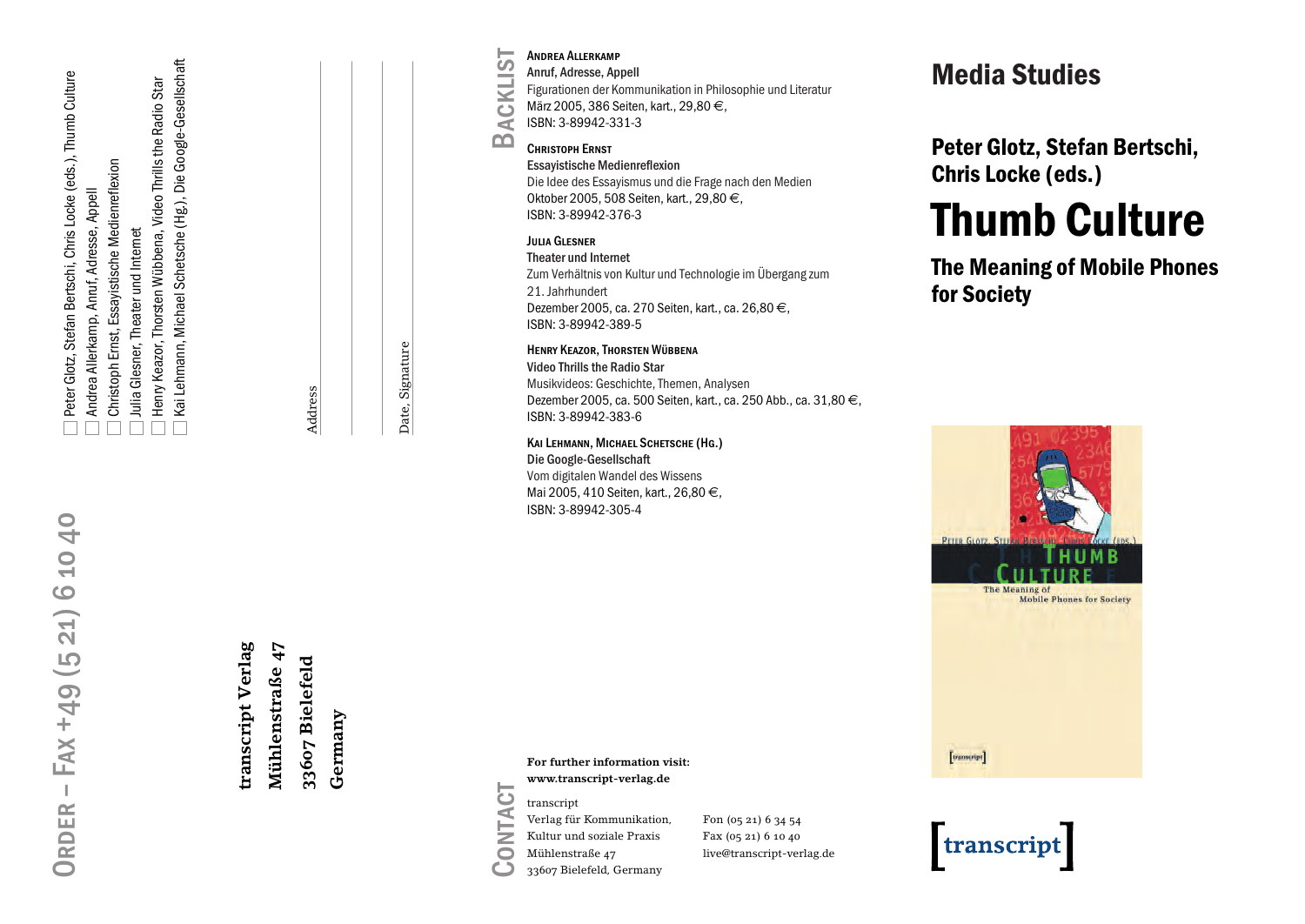# Order – Fax +49 (5 21) 6 10 40

- ☐ Peter Glotz, Stefan Bertschi, Chris Locke (eds.), Thumb Culture
- ☐ Andrea Allerkamp, Anruf, Adresse, Appell
- ☐ Christoph Ernst, Essayistische Medienreflexion
- ☐ Julia Glesner, Theater und Internet
- ☐ Henry Keazor, Thorsten Wübbena, Video Thrills the Radio Star
- ☐ Kai Lehmann, Michael Schetsche (Hg.), Die Google-Gesellschaft

Address

Date, Signature

**transcript Verlag**
**Mühlenstraße 47**
**33607 Bielefeld**
**Germany**

## Backlist

**Andrea Allerkamp**
**Anruf, Adresse, Appell**
Figurationen der Kommunikation in Philosophie und Literatur
März 2005, 386 Seiten, kart., 29,80 €,
ISBN: 3-89942-331-3

**Christoph Ernst**
**Essayistische Medienreflexion**
Die Idee des Essayismus und die Frage nach den Medien
Oktober 2005, 508 Seiten, kart., 29,80 €,
ISBN: 3-89942-376-3

**Julia Glesner**
**Theater und Internet**
Zum Verhältnis von Kultur und Technologie im Übergang zum 21. Jahrhundert
Dezember 2005, ca. 270 Seiten, kart., ca. 26,80 €,
ISBN: 3-89942-389-5

**Henry Keazor, Thorsten Wübbena**
**Video Thrills the Radio Star**
Musikvideos: Geschichte, Themen, Analysen
Dezember 2005, ca. 500 Seiten, kart., ca. 250 Abb., ca. 31,80 €,
ISBN: 3-89942-383-6

**Kai Lehmann, Michael Schetsche (Hg.)**
**Die Google-Gesellschaft**
Vom digitalen Wandel des Wissens
Mai 2005, 410 Seiten, kart., 26,80 €,
ISBN: 3-89942-305-4

## Contact

**For further information visit:**
**www.transcript-verlag.de**

transcript
Verlag für Kommunikation, Kultur und soziale Praxis
Mühlenstraße 47
33607 Bielefeld, Germany

Fon (05 21) 6 34 54
Fax (05 21) 6 10 40
live@transcript-verlag.de

# Media Studies

## Peter Glotz, Stefan Bertschi, Chris Locke (eds.)

# Thumb Culture

## The Meaning of Mobile Phones for Society

Peter Glotz, Stefan Bertschi, Chris Locke (eds.)
Thumb Culture
The Meaning of Mobile Phones for Society

[transcript]

[transcript]